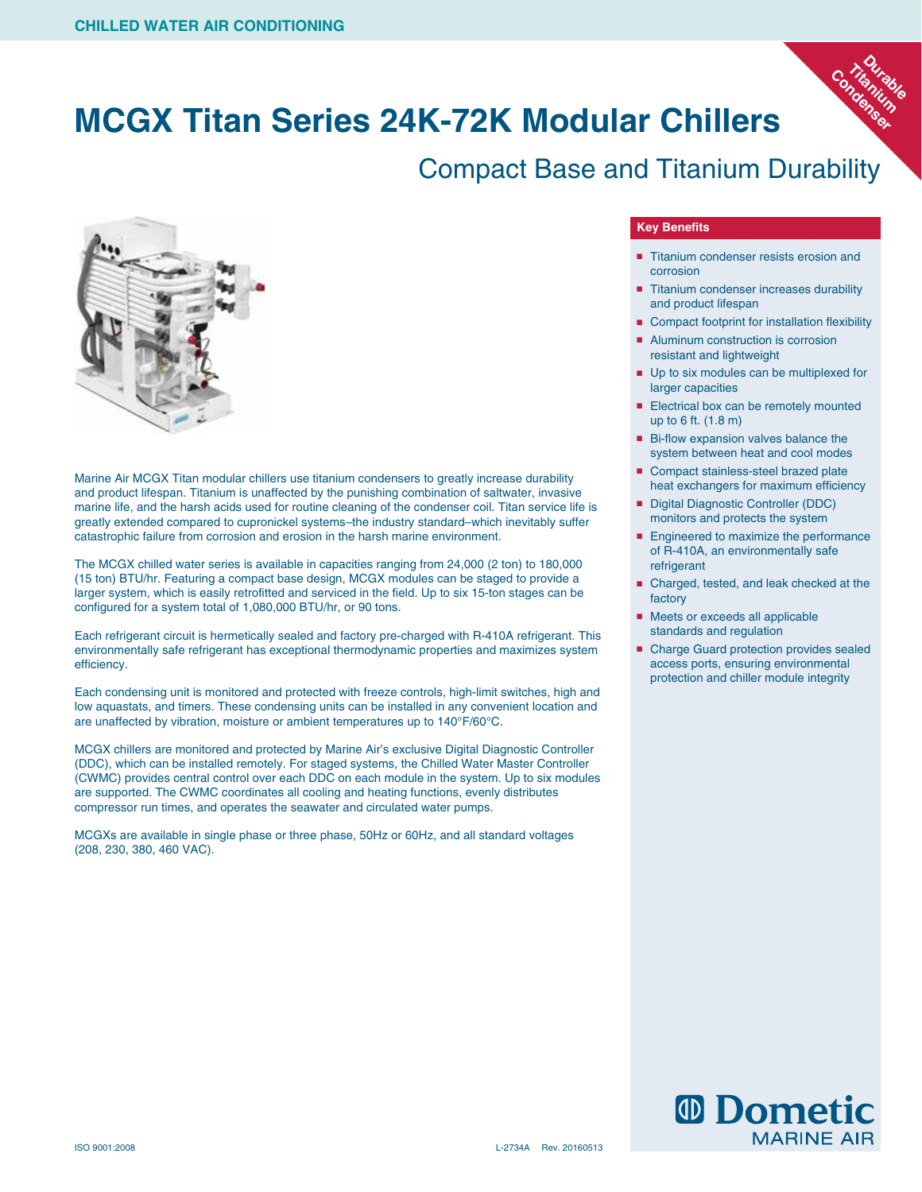CHILLED WATER AIR CONDITIONING

# MCGX Titan Series 24K-72K Modular Chillers

## Compact Base and Titanium Durability

Durable Titanium Condenser

Marine Air MCGX Titan modular chillers use titanium condensers to greatly increase durability and product lifespan. Titanium is unaffected by the punishing combination of saltwater, invasive marine life, and the harsh acids used for routine cleaning of the condenser coil. Titan service life is greatly extended compared to cupronickel systems–the industry standard–which inevitably suffer catastrophic failure from corrosion and erosion in the harsh marine environment.

The MCGX chilled water series is available in capacities ranging from 24,000 (2 ton) to 180,000 (15 ton) BTU/hr. Featuring a compact base design, MCGX modules can be staged to provide a larger system, which is easily retrofitted and serviced in the field. Up to six 15-ton stages can be configured for a system total of 1,080,000 BTU/hr, or 90 tons.

Each refrigerant circuit is hermetically sealed and factory pre-charged with R-410A refrigerant. This environmentally safe refrigerant has exceptional thermodynamic properties and maximizes system efficiency.

Each condensing unit is monitored and protected with freeze controls, high-limit switches, high and low aquastats, and timers. These condensing units can be installed in any convenient location and are unaffected by vibration, moisture or ambient temperatures up to 140°F/60°C.

MCGX chillers are monitored and protected by Marine Air's exclusive Digital Diagnostic Controller (DDC), which can be installed remotely. For staged systems, the Chilled Water Master Controller (CWMC) provides central control over each DDC on each module in the system. Up to six modules are supported. The CWMC coordinates all cooling and heating functions, evenly distributes compressor run times, and operates the seawater and circulated water pumps.

MCGXs are available in single phase or three phase, 50Hz or 60Hz, and all standard voltages (208, 230, 380, 460 VAC).

### Key Benefits

- Titanium condenser resists erosion and corrosion
- Titanium condenser increases durability and product lifespan
- Compact footprint for installation flexibility
- Aluminum construction is corrosion resistant and lightweight
- Up to six modules can be multiplexed for larger capacities
- Electrical box can be remotely mounted up to 6 ft. (1.8 m)
- Bi-flow expansion valves balance the system between heat and cool modes
- Compact stainless-steel brazed plate heat exchangers for maximum efficiency
- Digital Diagnostic Controller (DDC) monitors and protects the system
- Engineered to maximize the performance of R-410A, an environmentally safe refrigerant
- Charged, tested, and leak checked at the factory
- Meets or exceeds all applicable standards and regulation
- Charge Guard protection provides sealed access ports, ensuring environmental protection and chiller module integrity

Dometic MARINE AIR

ISO 9001:2008

L-2734A Rev. 20160513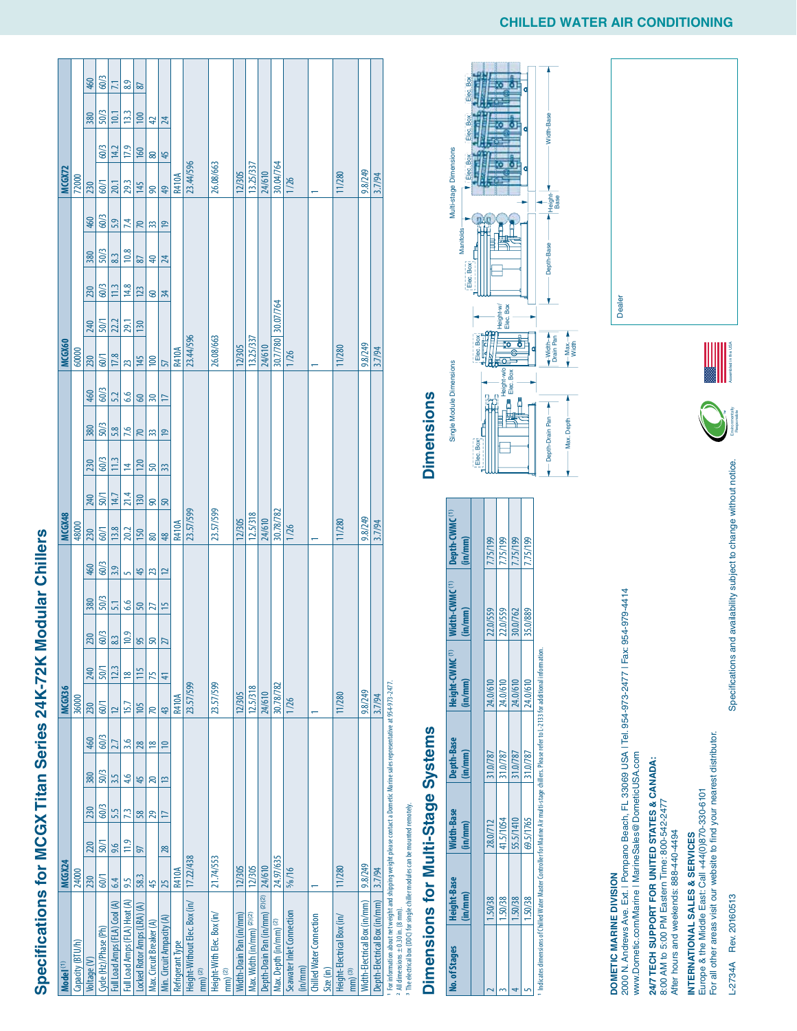# Specifications for MCGX Titan Series 24K-72K Modular Chillers

| Model [1] | MCGX24 | | | | | MCGX36 | | | | | MCGX48 | | | | | MCGX60 | | | | | MCGX72 | | | |
|---|---|---|---|---|---|---|---|---|---|---|---|---|---|---|---|---|---|---|---|---|---|---|---|---|
| Capacity (BTU/h) | 24000 | | | | | 36000 | | | | | 48000 | | | | | 60000 | | | | | 72000 | | | |
| Voltage (V) | 230 | 220 | 230 | 380 | 460 | 230 | 240 | 230 | 380 | 460 | 230 | 240 | 230 | 380 | 460 | 230 | 240 | 230 | 380 | 460 | 230 | | 380 | 460 |
| Cycle (Hz)/Phase (Ph) | 60/1 | 50/1 | 60/3 | 50/3 | 60/3 | 60/1 | 50/1 | 60/3 | 50/3 | 60/3 | 60/1 | 50/1 | 60/3 | 50/3 | 60/3 | 60/1 | 50/1 | 60/3 | 50/3 | 60/3 | 60/1 | 60/3 | 50/3 | 60/3 |
| Full Load Amps (FLA) Cool (A) | 6.4 | 9.6 | 5.5 | 3.5 | 2.7 | 12 | 12.3 | 8.3 | 5.1 | 3.9 | 13.8 | 14.7 | 11.3 | 5.8 | 5.2 | 17.8 | 22.2 | 11.3 | 8.3 | 5.9 | 20.1 | 14.2 | 10.1 | 7.1 |
| Full Load Amps (FLA) Heat (A) | 9.5 | 11.9 | 7.3 | 4.6 | 3.6 | 15.7 | 18 | 10.9 | 6.6 | 5 | 20.2 | 21.4 | 14 | 7.6 | 6.6 | 23 | 29.1 | 14.8 | 10.8 | 7.4 | 29.3 | 17.9 | 13.3 | 8.9 |
| Locked Rotor Amps (LRA) (A) | 58.3 | 97 | 58 | 45 | 28 | 105 | 115 | 95 | 50 | 45 | 150 | 130 | 120 | 70 | 60 | 145 | 130 | 123 | 87 | 70 | 145 | 160 | 100 | 87 |
| Max. Circuit Breaker (A) | 45 | | 29 | 20 | 18 | 70 | 75 | 50 | 27 | 23 | 80 | 90 | 50 | 33 | 30 | 100 | | 60 | 40 | 33 | 90 | 80 | 42 | |
| Min. Circuit Ampacity (A) | 25 | 28 | 17 | 13 | 10 | 43 | 41 | 27 | 15 | 12 | 48 | 50 | 33 | 19 | 17 | 57 | | 34 | 24 | 19 | 49 | 45 | 24 | |
| Refrigerant Type | R410A | | | | | R410A | | | | | R410A | | | | | R410A | | | | | R410A | | | |
| Height-Without Elec Box (in/mm) [2] | 17.22/438 | | | | | 23.57/599 | | | | | 23.57/599 | | | | | 23.44/596 | | | | | 23.44/596 | | | |
| Height-With Elec. Box (in/mm) [2] | 21.74/553 | | | | | 23.57/599 | | | | | 23.57/599 | | | | | 26.08/663 | | | | | 26.08/663 | | | |
| Width-Drain Pan (in/mm) | 12/305 | | | | | 12/305 | | | | | 12/305 | | | | | 12/305 | | | | | 12/305 | | | |
| Max. Width (in/mm) [2][2] | 12/305 | | | | | 12.5/318 | | | | | 12.5/318 | | | | | 13.25/337 | | | | | 13.25/337 | | | |
| Depth-Drain Pan (in/mm) [2][2] | 24/610 | | | | | 24/610 | | | | | 24/610 | | | | | 24/610 | | | | | 24/610 | | | |
| Max. Depth (in/mm) [2] | 24.97/635 | | | | | 30.78/782 | | | | | 30.78/782 | | | | | 30.7/780 | 30.07/764 | | | | 30.04/764 | | | |
| Seawater Inlet Connection (in/mm) | 5/8/16 | | | | | 1/26 | | | | | 1/26 | | | | | 1/26 | | | | | 1/26 | | | |
| Chilled Water Connection Size (in) | 1 | | | | | 1 | | | | | 1 | | | | | 1 | | | | | 1 | | | |
| Height-Electrical Box (in/mm) [3] | 11/280 | | | | | 11/280 | | | | | 11/280 | | | | | 11/280 | | | | | 11/280 | | | |
| Width-Electrical Box (in/mm) | 9.8/249 | | | | | 9.8/249 | | | | | 9.8/249 | | | | | 9.8/249 | | | | | 9.8/249 | | | |
| Depth-Electrical Box (in/mm) | 3.7/94 | | | | | 3.7/94 | | | | | 3.7/94 | | | | | 3.7/94 | | | | | 3.7/94 | | | |

[1] For information about net weight and shipping weight please contact a Dometic Marine sales representative at 954-973-2477.
[2] All dimensions ± 0.30 in. (8 mm).
[3] The electrical box (DDC) for single chiller modules can be mounted remotely.

## Dimensions for Multi-Stage Systems

| No. of Stages | Height-Base (in/mm) | Width-Base (in/mm) | Depth-Base (in/mm) | Height-CWMC [1] (in/mm) | Width-CWMC [1] (in/mm) | Depth-CWMC [1] (in/mm) |
|---|---|---|---|---|---|---|
| 2 | 1.50/38 | 28.0/712 | 31.0/787 | 24.0/610 | 22.0/559 | 7.75/199 |
| 3 | 1.50/38 | 41.5/1054 | 31.0/787 | 24.0/610 | 22.0/559 | 7.75/199 |
| 4 | 1.50/38 | 55.5/1410 | 31.0/787 | 24.0/610 | 30.0/762 | 7.75/199 |
| 5 | 1.50/38 | 69.5/1765 | 31.0/787 | 24.0/610 | 35.0/889 | 7.75/199 |

[1] Indicates dimensions of Chilled Water Controller for Marine Air multi-stage chillers. Please refer to L-2133 for additional information.

## Dimensions

Single Module Dimensions

Elec. Box
Depth-Drain Pan
Max. Depth
Height-w/o Elec. Box
Height-w/ Elec. Box
Width-Drain Pan
Max. Width

Multi-stage Dimensions

Elec. Box
Manifolds
Depth-Base
Height-Base
Width-Base

Dealer

**DOMETIC MARINE DIVISION**
2000 N. Andrews Ave. Ext. | Pompano Beach, FL 33069 USA | Tel. 954-973-2477 | Fax: 954-979-4414
www.Dometic.com/Marine | MarineSales@DometicUSA.com

**24/7 TECH SUPPORT FOR UNITED STATES & CANADA:**
8:00 AM to 5:00 PM Eastern Time: 800-542-2477
After hours and weekends: 888-440-4494

**INTERNATIONAL SALES & SERVICES**
Europe & the Middle East: Call +44(0)870-330-6101
For all other areas visit our website to find your nearest distributor.

Environmentally Responsible

Assembled in the USA

L-2734A Rev. 20160513

Specifications and availability subject to change without notice.